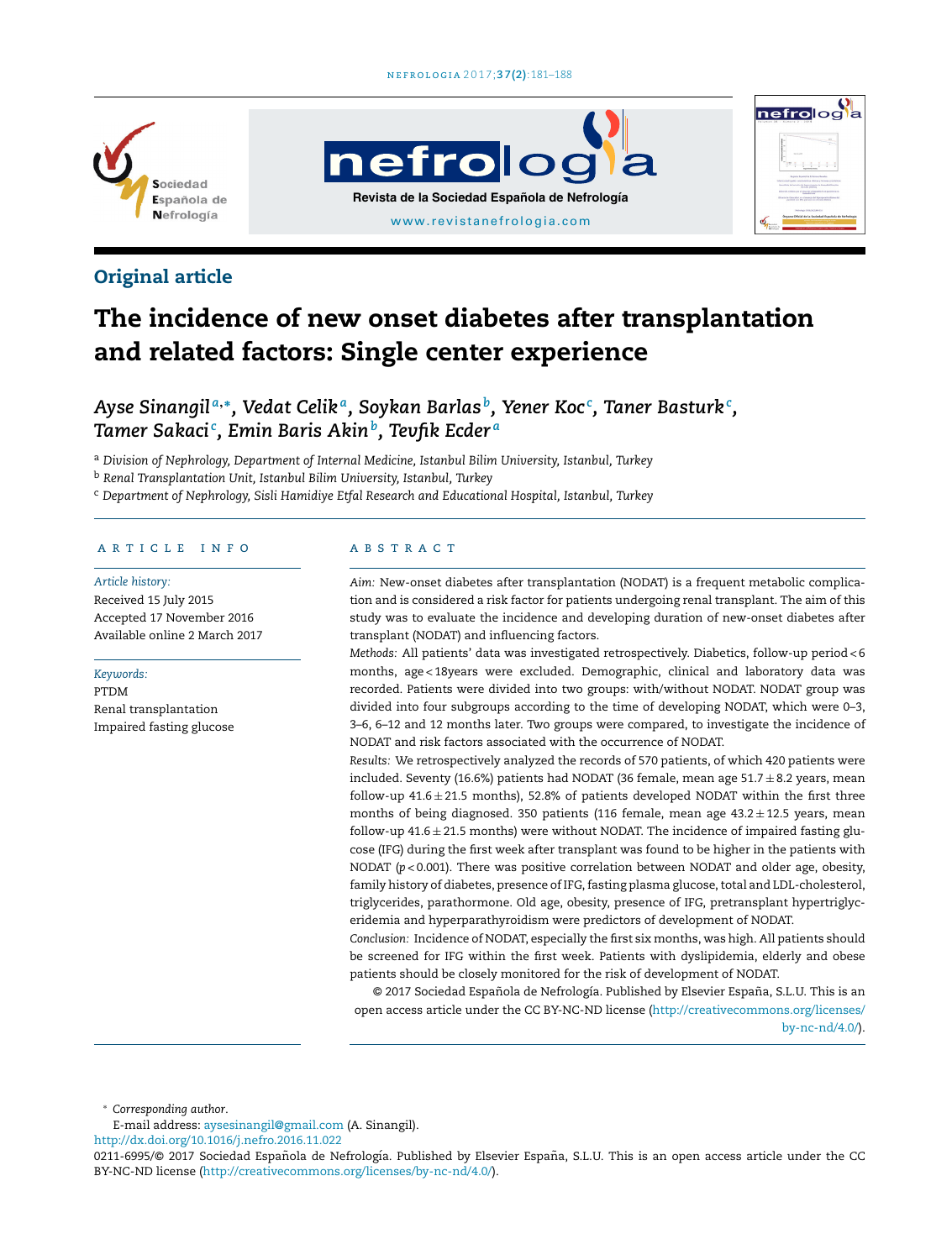Original article

# The incidence of new onset diabetes after transplantation and related factors: Single center experience

*Ayse Sinangil*[a,*], *Vedat Celik*[a], *Soykan Barlas*[b], *Yener Koc*[c], *Taner Basturk*[c], *Tamer Sakaci*[c], *Emin Baris Akin*[b], *Tevfik Ecder*[a]

[a] *Division of Nephrology, Department of Internal Medicine, Istanbul Bilim University, Istanbul, Turkey*
[b] *Renal Transplantation Unit, Istanbul Bilim University, Istanbul, Turkey*
[c] *Department of Nephrology, Sisli Hamidiye Etfal Research and Educational Hospital, Istanbul, Turkey*

## ARTICLE INFO

*Article history:*
Received 15 July 2015
Accepted 17 November 2016
Available online 2 March 2017

*Keywords:*
PTDM
Renal transplantation
Impaired fasting glucose

## ABSTRACT

*Aim:* New-onset diabetes after transplantation (NODAT) is a frequent metabolic complication and is considered a risk factor for patients undergoing renal transplant. The aim of this study was to evaluate the incidence and developing duration of new-onset diabetes after transplant (NODAT) and influencing factors.

*Methods:* All patients' data was investigated retrospectively. Diabetics, follow-up period < 6 months, age < 18years were excluded. Demographic, clinical and laboratory data was recorded. Patients were divided into two groups: with/without NODAT. NODAT group was divided into four subgroups according to the time of developing NODAT, which were 0–3, 3–6, 6–12 and 12 months later. Two groups were compared, to investigate the incidence of NODAT and risk factors associated with the occurrence of NODAT.

*Results:* We retrospectively analyzed the records of 570 patients, of which 420 patients were included. Seventy (16.6%) patients had NODAT (36 female, mean age $51.7 \pm 8.2$ years, mean follow-up $41.6 \pm 21.5$ months), 52.8% of patients developed NODAT within the first three months of being diagnosed. 350 patients (116 female, mean age $43.2 \pm 12.5$ years, mean follow-up $41.6 \pm 21.5$ months) were without NODAT. The incidence of impaired fasting glucose (IFG) during the first week after transplant was found to be higher in the patients with NODAT ($p < 0.001$). There was positive correlation between NODAT and older age, obesity, family history of diabetes, presence of IFG, fasting plasma glucose, total and LDL-cholesterol, triglycerides, parathormone. Old age, obesity, presence of IFG, pretransplant hypertriglyceridemia and hyperparathyroidism were predictors of development of NODAT.

*Conclusion:* Incidence of NODAT, especially the first six months, was high. All patients should be screened for IFG within the first week. Patients with dyslipidemia, elderly and obese patients should be closely monitored for the risk of development of NODAT.

© 2017 Sociedad Española de Nefrología. Published by Elsevier España, S.L.U. This is an open access article under the CC BY-NC-ND license (http://creativecommons.org/licenses/by-nc-nd/4.0/).

---

* *Corresponding author.*
E-mail address: aysesinangil@gmail.com (A. Sinangil).
http://dx.doi.org/10.1016/j.nefro.2016.11.022
0211-6995/© 2017 Sociedad Española de Nefrología. Published by Elsevier España, S.L.U. This is an open access article under the CC BY-NC-ND license (http://creativecommons.org/licenses/by-nc-nd/4.0/).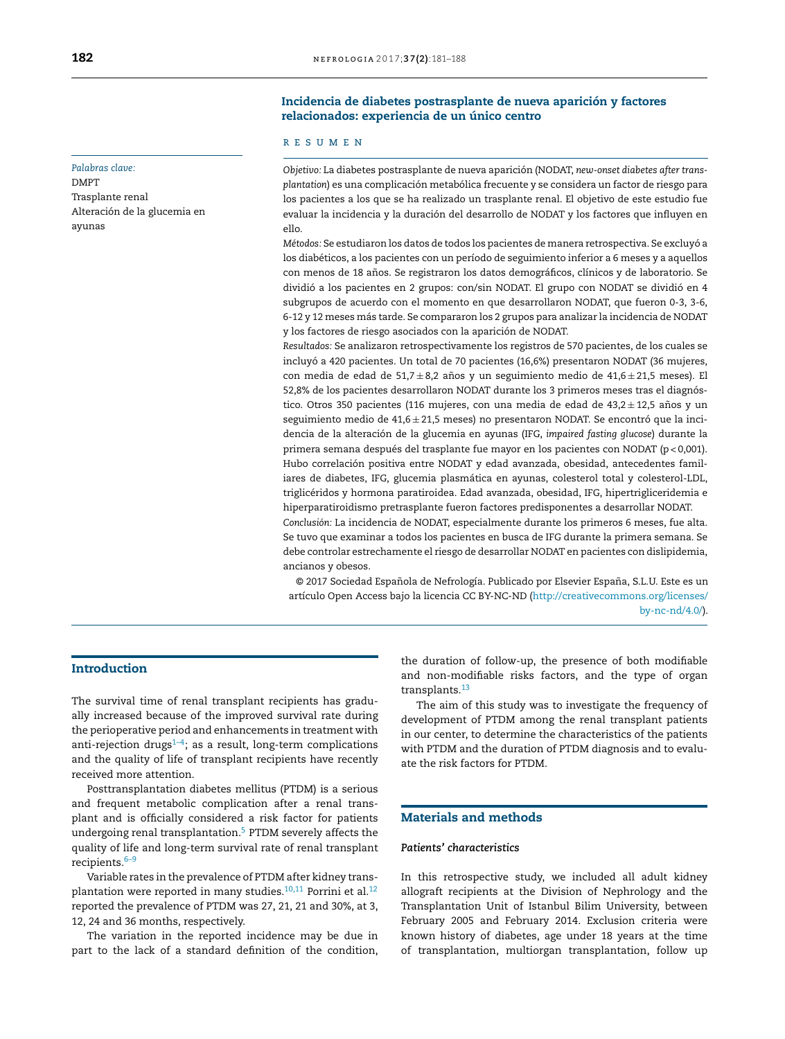## Incidencia de diabetes postrasplante de nueva aparición y factores relacionados: experiencia de un único centro

R E S U M E N

*Palabras clave:*
DMPT
Trasplante renal
Alteración de la glucemia en ayunas

*Objetivo:* La diabetes postrasplante de nueva aparición (NODAT, *new-onset diabetes after transplantation*) es una complicación metabólica frecuente y se considera un factor de riesgo para los pacientes a los que se ha realizado un trasplante renal. El objetivo de este estudio fue evaluar la incidencia y la duración del desarrollo de NODAT y los factores que influyen en ello.

*Métodos:* Se estudiaron los datos de todos los pacientes de manera retrospectiva. Se excluyó a los diabéticos, a los pacientes con un período de seguimiento inferior a 6 meses y a aquellos con menos de 18 años. Se registraron los datos demográficos, clínicos y de laboratorio. Se dividió a los pacientes en 2 grupos: con/sin NODAT. El grupo con NODAT se dividió en 4 subgrupos de acuerdo con el momento en que desarrollaron NODAT, que fueron 0-3, 3-6, 6-12 y 12 meses más tarde. Se compararon los 2 grupos para analizar la incidencia de NODAT y los factores de riesgo asociados con la aparición de NODAT.

*Resultados:* Se analizaron retrospectivamente los registros de 570 pacientes, de los cuales se incluyó a 420 pacientes. Un total de 70 pacientes (16,6%) presentaron NODAT (36 mujeres, con media de edad de 51,7 ± 8,2 años y un seguimiento medio de 41,6 ± 21,5 meses). El 52,8% de los pacientes desarrollaron NODAT durante los 3 primeros meses tras el diagnóstico. Otros 350 pacientes (116 mujeres, con una media de edad de 43,2 ± 12,5 años y un seguimiento medio de 41,6 ± 21,5 meses) no presentaron NODAT. Se encontró que la incidencia de la alteración de la glucemia en ayunas (IFG, *impaired fasting glucose*) durante la primera semana después del trasplante fue mayor en los pacientes con NODAT ($p < 0{,}001$). Hubo correlación positiva entre NODAT y edad avanzada, obesidad, antecedentes familiares de diabetes, IFG, glucemia plasmática en ayunas, colesterol total y colesterol-LDL, triglicéridos y hormona paratiroidea. Edad avanzada, obesidad, IFG, hipertrigliceridemia e hiperparatiroidismo pretrasplante fueron factores predisponentes a desarrollar NODAT.

*Conclusión:* La incidencia de NODAT, especialmente durante los primeros 6 meses, fue alta. Se tuvo que examinar a todos los pacientes en busca de IFG durante la primera semana. Se debe controlar estrechamente el riesgo de desarrollar NODAT en pacientes con dislipidemia, ancianos y obesos.

© 2017 Sociedad Española de Nefrología. Publicado por Elsevier España, S.L.U. Este es un artículo Open Access bajo la licencia CC BY-NC-ND (http://creativecommons.org/licenses/by-nc-nd/4.0/).

## Introduction

The survival time of renal transplant recipients has gradually increased because of the improved survival rate during the perioperative period and enhancements in treatment with anti-rejection drugs[1–4]; as a result, long-term complications and the quality of life of transplant recipients have recently received more attention.

Posttransplantation diabetes mellitus (PTDM) is a serious and frequent metabolic complication after a renal transplant and is officially considered a risk factor for patients undergoing renal transplantation.[5] PTDM severely affects the quality of life and long-term survival rate of renal transplant recipients.[6–9]

Variable rates in the prevalence of PTDM after kidney transplantation were reported in many studies.[10,11] Porrini et al.[12] reported the prevalence of PTDM was 27, 21, 21 and 30%, at 3, 12, 24 and 36 months, respectively.

The variation in the reported incidence may be due in part to the lack of a standard definition of the condition, the duration of follow-up, the presence of both modifiable and non-modifiable risks factors, and the type of organ transplants.[13]

The aim of this study was to investigate the frequency of development of PTDM among the renal transplant patients in our center, to determine the characteristics of the patients with PTDM and the duration of PTDM diagnosis and to evaluate the risk factors for PTDM.

## Materials and methods

### *Patients' characteristics*

In this retrospective study, we included all adult kidney allograft recipients at the Division of Nephrology and the Transplantation Unit of Istanbul Bilim University, between February 2005 and February 2014. Exclusion criteria were known history of diabetes, age under 18 years at the time of transplantation, multiorgan transplantation, follow up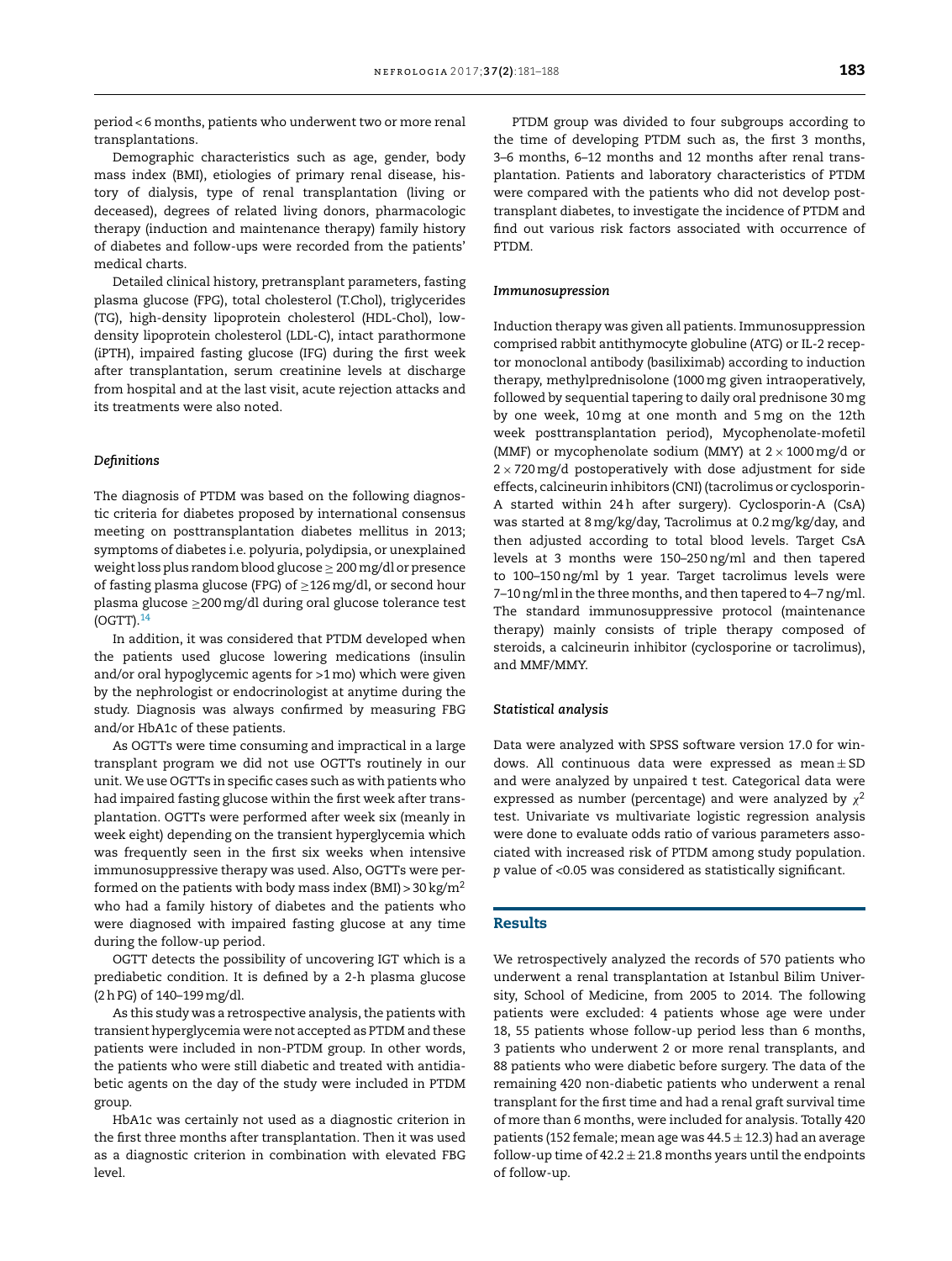period < 6 months, patients who underwent two or more renal transplantations.

Demographic characteristics such as age, gender, body mass index (BMI), etiologies of primary renal disease, history of dialysis, type of renal transplantation (living or deceased), degrees of related living donors, pharmacologic therapy (induction and maintenance therapy) family history of diabetes and follow-ups were recorded from the patients' medical charts.

Detailed clinical history, pretransplant parameters, fasting plasma glucose (FPG), total cholesterol (T.Chol), triglycerides (TG), high-density lipoprotein cholesterol (HDL-Chol), low-density lipoprotein cholesterol (LDL-C), intact parathormone (iPTH), impaired fasting glucose (IFG) during the first week after transplantation, serum creatinine levels at discharge from hospital and at the last visit, acute rejection attacks and its treatments were also noted.

### *Definitions*

The diagnosis of PTDM was based on the following diagnostic criteria for diabetes proposed by international consensus meeting on posttransplantation diabetes mellitus in 2013; symptoms of diabetes i.e. polyuria, polydipsia, or unexplained weight loss plus random blood glucose ≥ 200 mg/dl or presence of fasting plasma glucose (FPG) of ≥126 mg/dl, or second hour plasma glucose ≥200 mg/dl during oral glucose tolerance test (OGTT).[14]

In addition, it was considered that PTDM developed when the patients used glucose lowering medications (insulin and/or oral hypoglycemic agents for >1 mo) which were given by the nephrologist or endocrinologist at anytime during the study. Diagnosis was always confirmed by measuring FBG and/or HbA1c of these patients.

As OGTTs were time consuming and impractical in a large transplant program we did not use OGTTs routinely in our unit. We use OGTTs in specific cases such as with patients who had impaired fasting glucose within the first week after transplantation. OGTTs were performed after week six (meanly in week eight) depending on the transient hyperglycemia which was frequently seen in the first six weeks when intensive immunosuppressive therapy was used. Also, OGTTs were performed on the patients with body mass index (BMI) > 30 kg/m$^2$ who had a family history of impaired diabetes and the patients who were diagnosed with impaired fasting glucose at any time during the follow-up period.

OGTT detects the possibility of uncovering IGT which is a prediabetic condition. It is defined by a 2-h plasma glucose (2 h PG) of 140–199 mg/dl.

As this study was a retrospective analysis, the patients with transient hyperglycemia were not accepted as PTDM and these patients were included in non-PTDM group. In other words, the patients who were still diabetic and treated with antidiabetic agents on the day of the study were included in PTDM group.

HbA1c was certainly not used as a diagnostic criterion in the first three months after transplantation. Then it was used as a diagnostic criterion in combination with elevated FBG level.

PTDM group was divided to four subgroups according to the time of developing PTDM such as, the first 3 months, 3–6 months, 6–12 months and 12 months after renal transplantation. Patients and laboratory characteristics of PTDM were compared with the patients who did not develop posttransplant diabetes, to investigate the incidence of PTDM and find out various risk factors associated with occurrence of PTDM.

### *Immunosupression*

Induction therapy was given all patients. Immunosuppression comprised rabbit antithymocyte globuline (ATG) or IL-2 receptor monoclonal antibody (basiliximab) according to induction therapy, methylprednisolone (1000 mg given intraoperatively, followed by sequential tapering to daily oral prednisone 30 mg by one week, 10 mg at one month and 5 mg on the 12th week posttransplantation period), Mycophenolate-mofetil (MMF) or mycophenolate sodium (MMY) at 2 × 1000 mg/d or 2 × 720 mg/d postoperatively with dose adjustment for side effects, calcineurin inhibitors (CNI) (tacrolimus or cyclosporin-A started within 24 h after surgery). Cyclosporin-A (CsA) was started at 8 mg/kg/day, Tacrolimus at 0.2 mg/kg/day, and then adjusted according to total blood levels. Target CsA levels at 3 months were 150–250 ng/ml and then tapered to 100–150 ng/ml by 1 year. Target tacrolimus levels were 7–10 ng/ml in the three months, and then tapered to 4–7 ng/ml. The standard immunosuppressive protocol (maintenance therapy) mainly consists of triple therapy composed of steroids, a calcineurin inhibitor (cyclosporine or tacrolimus), and MMF/MMY.

### *Statistical analysis*

Data were analyzed with SPSS software version 17.0 for windows. All continuous data were expressed as mean ± SD and were analyzed by unpaired t test. Categorical data were expressed as number (percentage) and were analyzed by $\chi^2$ test. Univariate vs multivariate logistic regression analysis were done to evaluate odds ratio of various parameters associated with increased risk of PTDM among study population. *p* value of <0.05 was considered as statistically significant.

## Results

We retrospectively analyzed the records of 570 patients who underwent a renal transplantation at Istanbul Bilim University, School of Medicine, from 2005 to 2014. The following patients were excluded: 4 patients whose age were under 18, 55 patients whose follow-up period less than 6 months, 3 patients who underwent 2 or more renal transplants, and 88 patients who were diabetic before surgery. The data of the remaining 420 non-diabetic patients who underwent a renal transplant for the first time and had a renal graft survival time of more than 6 months, were included for analysis. Totally 420 patients (152 female; mean age was 44.5 ± 12.3) had an average follow-up time of 42.2 ± 21.8 months years until the endpoints of follow-up.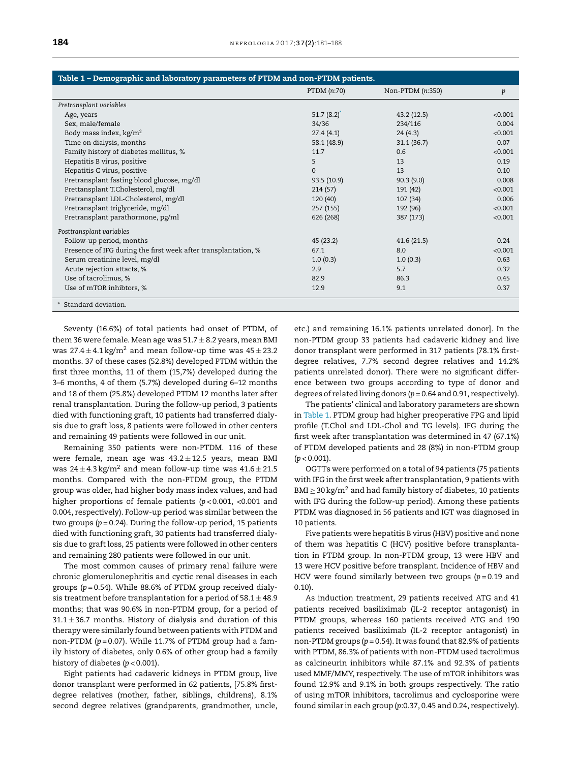**Table 1 – Demographic and laboratory parameters of PTDM and non-PTDM patients.**

| | PTDM (*n*:70) | Non-PTDM (*n*:350) | *p* |
|---|---|---|---|
| *Pretransplant variables* | | | |
| Age, years | 51.7 (8.2)* | 43.2 (12.5) | <0.001 |
| Sex, male/female | 34/36 | 234/116 | 0.004 |
| Body mass index, kg/m$^2$ | 27.4 (4.1) | 24 (4.3) | <0.001 |
| Time on dialysis, months | 58.1 (48.9) | 31.1 (36.7) | 0.07 |
| Family history of diabetes mellitus, % | 11.7 | 0.6 | <0.001 |
| Hepatitis B virus, positive | 5 | 13 | 0.19 |
| Hepatitis C virus, positive | 0 | 13 | 0.10 |
| Pretransplant fasting blood glucose, mg/dl | 93.5 (10.9) | 90.3 (9.0) | 0.008 |
| Prettansplant T.Cholesterol, mg/dl | 214 (57) | 191 (42) | <0.001 |
| Pretransplant LDL-Cholesterol, mg/dl | 120 (40) | 107 (34) | 0.006 |
| Pretransplant triglyceride, mg/dl | 257 (155) | 192 (96) | <0.001 |
| Pretransplant parathormone, pg/ml | 626 (268) | 387 (173) | <0.001 |
| *Posttransplant variables* | | | |
| Follow-up period, months | 45 (23.2) | 41.6 (21.5) | 0.24 |
| Presence of IFG during the first week after transplantation, % | 67.1 | 8.0 | <0.001 |
| Serum creatinine level, mg/dl | 1.0 (0.3) | 1.0 (0.3) | 0.63 |
| Acute rejection attacks, % | 2.9 | 5.7 | 0.32 |
| Use of tacrolimus, % | 82.9 | 86.3 | 0.45 |
| Use of mTOR inhibtors, % | 12.9 | 9.1 | 0.37 |

\* Standard deviation.

Seventy (16.6%) of total patients had onset of PTDM, of them 36 were female. Mean age was $51.7 \pm 8.2$ years, mean BMI was $27.4 \pm 4.1\,kg/m^2$ and mean follow-up time was $45 \pm 23.2$ months. 37 of these cases (52.8%) developed PTDM within the first three months, 11 of them (15,7%) developed during the 3–6 months, 4 of them (5.7%) developed during 6–12 months and 18 of them (25.8%) developed PTDM 12 months later after renal transplantation. During the follow-up period, 3 patients died with functioning graft, 10 patients had transferred dialysis due to graft loss, 8 patients were followed in other centers and remaining 49 patients were followed in our unit.

Remaining 350 patients were non-PTDM. 116 of these were female, mean age was $43.2 \pm 12.5$ years, mean BMI was $24 \pm 4.3\,kg/m^2$ and mean follow-up time was $41.6 \pm 21.5$ months. Compared with the non-PTDM group, the PTDM group was older, had higher body mass index values, and had higher proportions of female patients ($p < 0.001$, <0.001 and 0.004, respectively). Follow-up period was similar between the two groups ($p = 0.24$). During the follow-up period, 15 patients died with functioning graft, 30 patients had transferred dialysis due to graft loss, 25 patients were followed in other centers and remaining 280 patients were followed in our unit.

The most common causes of primary renal failure were chronic glomerulonephritis and cyctic renal diseases in each groups ($p = 0.54$). While 88.6% of PTDM group received dialysis treatment before transplantation for a period of $58.1 \pm 48.9$ months; that was 90.6% in non-PTDM group, for a period of $31.1 \pm 36.7$ months. History of dialysis and duration of this therapy were similarly found between patients with PTDM and non-PTDM ($p = 0.07$). While 11.7% of PTDM group had a family history of diabetes, only 0.6% of other group had a family history of diabetes ($p < 0.001$).

Eight patients had cadaveric kidneys in PTDM group, live donor transplant were performed in 62 patients, [75.8% first-degree relatives (mother, father, siblings, childrens), 8.1% second degree relatives (grandparents, grandmother, uncle, etc.) and remaining 16.1% patients unrelated donor]. In the non-PTDM group 33 patients had cadaveric kidney and live donor transplant were performed in 317 patients (78.1% first-degree relatives, 7.7% second degree relatives and 14.2% patients unrelated donor). There were no significant difference between two groups according to type of donor and degrees of related living donors ($p = 0.64$ and 0.91, respectively).

The patients' clinical and laboratory parameters are shown in Table 1. PTDM group had higher preoperative FPG and lipid profile (T.Chol and LDL-Chol and TG levels). IFG during the first week after transplantation was determined in 47 (67.1%) of PTDM developed patients and 28 (8%) in non-PTDM group ($p < 0.001$).

OGTTs were performed on a total of 94 patients (75 patients with IFG in the first week after transplantation, 9 patients with BMI $\geq 30\,kg/m^2$ and had family history of diabetes, 10 patients with IFG during the follow-up period). Among these patients PTDM was diagnosed in 56 patients and IGT was diagnosed in 10 patients.

Five patients were hepatitis B virus (HBV) positive and none of them was hepatitis C (HCV) positive before transplantation in PTDM group. In non-PTDM group, 13 were HBV and 13 were HCV positive before transplant. Incidence of HBV and HCV were found similarly between two groups ($p = 0.19$ and 0.10).

As induction treatment, 29 patients received ATG and 41 patients received basiliximab (IL-2 receptor antagonist) in PTDM groups, whereas 160 patients received ATG and 190 patients received basiliximab (IL-2 receptor antagonist) in non-PTDM groups ($p = 0.54$). It was found that 82.9% of patients with PTDM, 86.3% of patients with non-PTDM used tacrolimus as calcineurin inhibitors while 87.1% and 92.3% of patients used MMF/MMY, respectively. The use of mTOR inhibitors was found 12.9% and 9.1% in both groups respectively. The ratio of using mTOR inhibitors, tacrolimus and cyclosporine were found similar in each group ($p$:0.37, 0.45 and 0.24, respectively).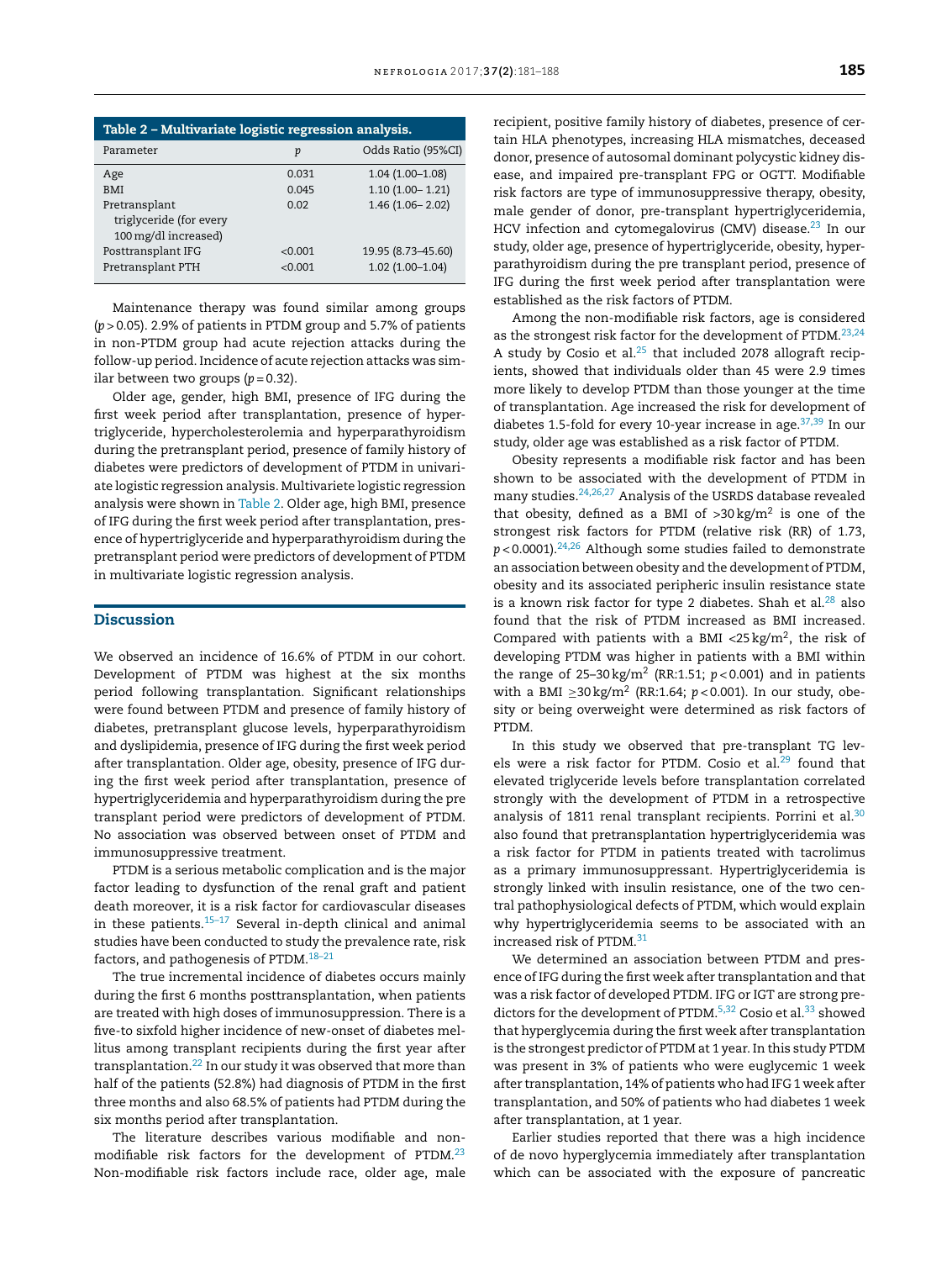**Table 2 – Multivariate logistic regression analysis.**

| Parameter | p | Odds Ratio (95%CI) |
|---|---|---|
| Age | 0.031 | 1.04 (1.00–1.08) |
| BMI | 0.045 | 1.10 (1.00– 1.21) |
| Pretransplant triglyceride (for every 100 mg/dl increased) | 0.02 | 1.46 (1.06– 2.02) |
| Posttransplant IFG | <0.001 | 19.95 (8.73–45.60) |
| Pretransplant PTH | <0.001 | 1.02 (1.00–1.04) |

Maintenance therapy was found similar among groups ($p > 0.05$). 2.9% of patients in PTDM group and 5.7% of patients in non-PTDM group had acute rejection attacks during the follow-up period. Incidence of acute rejection attacks was similar between two groups ($p = 0.32$).

Older age, gender, high BMI, presence of IFG during the first week period after transplantation, presence of hypertriglyceride, hypercholesterolemia and hyperparathyroidism during the pretransplant period, presence of family history of diabetes were predictors of development of PTDM in univariate logistic regression analysis. Multivariete logistic regression analysis were shown in Table 2. Older age, high BMI, presence of IFG during the first week period after transplantation, presence of hypertriglyceride and hyperparathyroidism during the pretransplant period were predictors of development of PTDM in multivariate logistic regression analysis.

## Discussion

We observed an incidence of 16.6% of PTDM in our cohort. Development of PTDM was highest at the six months period following transplantation. Significant relationships were found between PTDM and presence of family history of diabetes, pretransplant glucose levels, hyperparathyroidism and dyslipidemia, presence of IFG during the first week period after transplantation. Older age, obesity, presence of IFG during the first week period after transplantation, presence of hypertriglyceridemia and hyperparathyroidism during the pre transplant period were predictors of development of PTDM. No association was observed between onset of PTDM and immunosuppressive treatment.

PTDM is a serious metabolic complication and is the major factor leading to dysfunction of the renal graft and patient death moreover, it is a risk factor for cardiovascular diseases in these patients.[15–17] Several in-depth clinical and animal studies have been conducted to study the prevalence rate, risk factors, and pathogenesis of PTDM.[18–21]

The true incremental incidence of diabetes occurs mainly during the first 6 months posttransplantation, when patients are treated with high doses of immunosuppression. There is a five-to sixfold higher incidence of new-onset of diabetes mellitus among transplant recipients during the first year after transplantation.[22] In our study it was observed that more than half of the patients (52.8%) had diagnosis of PTDM in the first three months and also 68.5% of patients had PTDM during the six months period after transplantation.

The literature describes various modifiable and non-modifiable risk factors for the development of PTDM.[23] Non-modifiable risk factors include race, older age, male recipient, positive family history of diabetes, presence of certain HLA phenotypes, increasing HLA mismatches, deceased donor, presence of autosomal dominant polycystic kidney disease, and impaired pre-transplant FPG or OGTT. Modifiable risk factors are type of immunosuppressive therapy, obesity, male gender of donor, pre-transplant hypertriglyceridemia, HCV infection and cytomegalovirus (CMV) disease.[23] In our study, older age, presence of hypertriglyceride, obesity, hyperparathyroidism during the pre transplant period, presence of IFG during the first week period after transplantation were established as the risk factors of PTDM.

Among the non-modifiable risk factors, age is considered as the strongest risk factor for the development of PTDM.[23,24] A study by Cosio et al.[25] that included 2078 allograft recipients, showed that individuals older than 45 were 2.9 times more likely to develop PTDM than those younger at the time of transplantation. Age increased the risk for development of diabetes 1.5-fold for every 10-year increase in age.[37,39] In our study, older age was established as a risk factor of PTDM.

Obesity represents a modifiable risk factor and has been shown to be associated with the development of PTDM in many studies.[24,26,27] Analysis of the USRDS database revealed that obesity, defined as a BMI of $>30\,kg/m^2$ is one of the strongest risk factors for PTDM (relative risk (RR) of 1.73, $p < 0.0001$).[24,26] Although some studies failed to demonstrate an association between obesity and the development of PTDM, obesity and its associated peripheric insulin resistance state is a known risk factor for type 2 diabetes. Shah et al.[28] also found that the risk of PTDM increased as BMI increased. Compared with patients with a BMI $<25\,kg/m^2$, the risk of developing PTDM was higher in patients with a BMI within the range of $25–30\,kg/m^2$ (RR:1.51; $p < 0.001$) and in patients with a BMI $\geq 30\,kg/m^2$ (RR:1.64; $p < 0.001$). In our study, obesity or being overweight were determined as risk factors of PTDM.

In this study we observed that pre-transplant TG levels were a risk factor for PTDM. Cosio et al.[29] found that elevated triglyceride levels before transplantation correlated strongly with the development of PTDM in a retrospective analysis of 1811 renal transplant recipients. Porrini et al.[30] also found that pretransplantation hypertriglyceridemia was a risk factor for PTDM in patients treated with tacrolimus as a primary immunosuppressant. Hypertriglyceridemia is strongly linked with insulin resistance, one of the two central pathophysiological defects of PTDM, which would explain why hypertriglyceridemia seems to be associated with an increased risk of PTDM.[31]

We determined an association between PTDM and presence of IFG during the first week after transplantation and that was a risk factor of developed PTDM. IFG or IGT are strong predictors for the development of PTDM.[5,32] Cosio et al.[33] showed that hyperglycemia during the first week after transplantation is the strongest predictor of PTDM at 1 year. In this study PTDM was present in 3% of patients who were euglycemic 1 week after transplantation, 14% of patients who had IFG 1 week after transplantation, and 50% of patients who had diabetes 1 week after transplantation, at 1 year.

Earlier studies reported that there was a high incidence of de novo hyperglycemia immediately after transplantation which can be associated with the exposure of pancreatic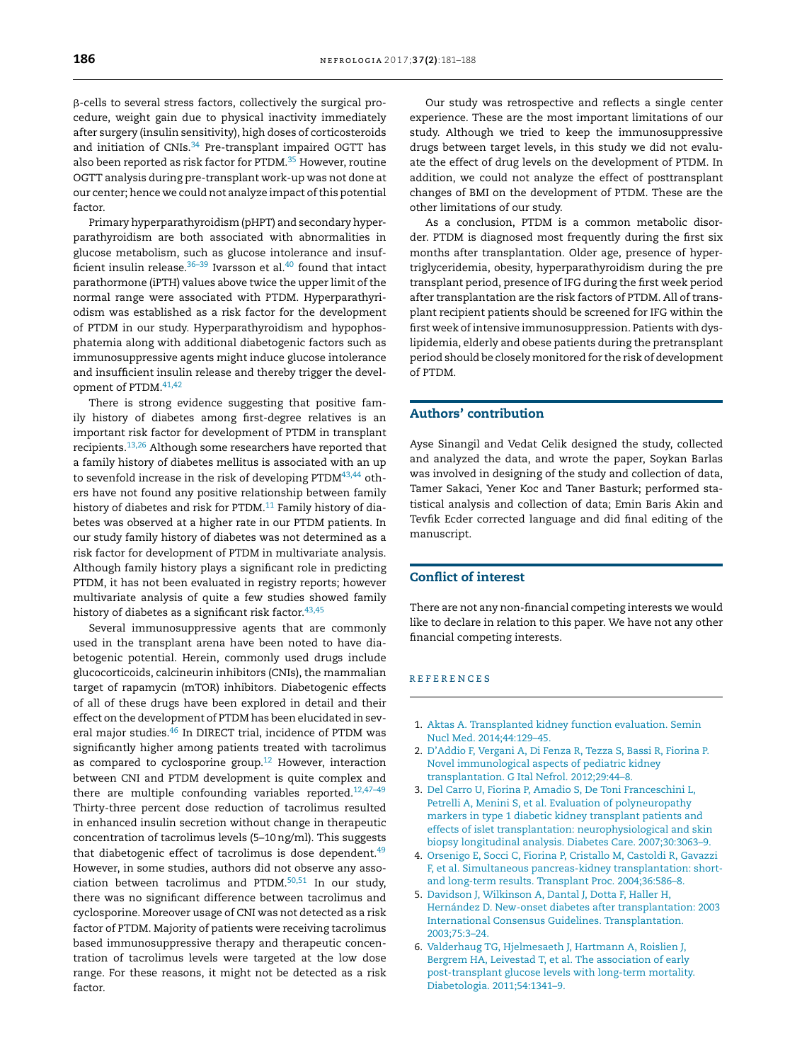β-cells to several stress factors, collectively the surgical procedure, weight gain due to physical inactivity immediately after surgery (insulin sensitivity), high doses of corticosteroids and initiation of CNIs.[34] Pre-transplant impaired OGTT has also been reported as risk factor for PTDM.[35] However, routine OGTT analysis during pre-transplant work-up was not done at our center; hence we could not analyze impact of this potential factor.

Primary hyperparathyroidism (pHPT) and secondary hyperparathyroidism are both associated with abnormalities in glucose metabolism, such as glucose intolerance and insufficient insulin release.[36–39] Ivarsson et al.[40] found that intact parathormone (iPTH) values above twice the upper limit of the normal range were associated with PTDM. Hyperparathyroidism was established as a risk factor for the development of PTDM in our study. Hyperparathyroidism and hypophosphatemia along with additional diabetogenic factors such as immunosuppressive agents might induce glucose intolerance and insufficient insulin release and thereby trigger the development of PTDM.[41,42]

There is strong evidence suggesting that positive family history of diabetes among first-degree relatives is an important risk factor for development of PTDM in transplant recipients.[13,26] Although some researchers have reported that a family history of diabetes mellitus is associated with an up to sevenfold increase in the risk of developing PTDM[43,44] others have not found any positive relationship between family history of diabetes and risk for PTDM.[11] Family history of diabetes was observed at a higher rate in our PTDM patients. In our study family history of diabetes was not determined as a risk factor for development of PTDM in multivariate analysis. Although family history plays a significant role in predicting PTDM, it has not been evaluated in registry reports; however multivariate analysis of quite a few studies showed family history of diabetes as a significant risk factor.[43,45]

Several immunosuppressive agents that are commonly used in the transplant arena have been noted to have diabetogenic potential. Herein, commonly used drugs include glucocorticoids, calcineurin inhibitors (CNIs), the mammalian target of rapamycin (mTOR) inhibitors. Diabetogenic effects of all of these drugs have been explored in detail and their effect on the development of PTDM has been elucidated in several major studies.[46] In DIRECT trial, incidence of PTDM was significantly higher among patients treated with tacrolimus as compared to cyclosporine group.[12] However, interaction between CNI and PTDM development is quite complex and there are multiple confounding variables reported.[12,47–49] Thirty-three percent dose reduction of tacrolimus resulted in enhanced insulin secretion without change in therapeutic concentration of tacrolimus levels (5–10 ng/ml). This suggests that diabetogenic effect of tacrolimus is dose dependent.[49] However, in some studies, authors did not observe any association between tacrolimus and PTDM.[50,51] In our study, there was no significant difference between tacrolimus and cyclosporine. Moreover usage of CNI was not detected as a risk factor of PTDM. Majority of patients were receiving tacrolimus based immunosuppressive therapy and therapeutic concentration of tacrolimus levels were targeted at the low dose range. For these reasons, it might not be detected as a risk factor.

Our study was retrospective and reflects a single center experience. These are the most important limitations of our study. Although we tried to keep the immunosuppressive drugs between target levels, in this study we did not evaluate the effect of drug levels on the development of PTDM. In addition, we could not analyze the effect of posttransplant changes of BMI on the development of PTDM. These are the other limitations of our study.

As a conclusion, PTDM is a common metabolic disorder. PTDM is diagnosed most frequently during the first six months after transplantation. Older age, presence of hypertriglyceridemia, obesity, hyperparathyroidism during the pre transplant period, presence of IFG during the first week period after transplantation are the risk factors of PTDM. All of transplant recipient patients should be screened for IFG within the first week of intensive immunosuppression. Patients with dyslipidemia, elderly and obese patients during the pretransplant period should be closely monitored for the risk of development of PTDM.

## Authors' contribution

Ayse Sinangil and Vedat Celik designed the study, collected and analyzed the data, and wrote the paper, Soykan Barlas was involved in designing of the study and collection of data, Tamer Sakaci, Yener Koc and Taner Basturk; performed statistical analysis and collection of data; Emin Baris Akin and Tevfik Ecder corrected language and did final editing of the manuscript.

## Conflict of interest

There are not any non-financial competing interests we would like to declare in relation to this paper. We have not any other financial competing interests.

## REFERENCES

1. Aktas A. Transplanted kidney function evaluation. Semin Nucl Med. 2014;44:129–45.
2. D'Addio F, Vergani A, Di Fenza R, Tezza S, Bassi R, Fiorina P. Novel immunological aspects of pediatric kidney transplantation. G Ital Nefrol. 2012;29:44–8.
3. Del Carro U, Fiorina P, Amadio S, De Toni Franceschini L, Petrelli A, Menini S, et al. Evaluation of polyneuropathy markers in type 1 diabetic kidney transplant patients and effects of islet transplantation: neurophysiological and skin biopsy longitudinal analysis. Diabetes Care. 2007;30:3063–9.
4. Orsenigo E, Socci C, Fiorina P, Cristallo M, Castoldi R, Gavazzi F, et al. Simultaneous pancreas-kidney transplantation: short- and long-term results. Transplant Proc. 2004;36:586–8.
5. Davidson J, Wilkinson A, Dantal J, Dotta F, Haller H, Hernández D. New-onset diabetes after transplantation: 2003 International Consensus Guidelines. Transplantation. 2003;75:3–24.
6. Valderhaug TG, Hjelmesaeth J, Hartmann A, Roislien J, Bergrem HA, Leivestad T, et al. The association of early post-transplant glucose levels with long-term mortality. Diabetologia. 2011;54:1341–9.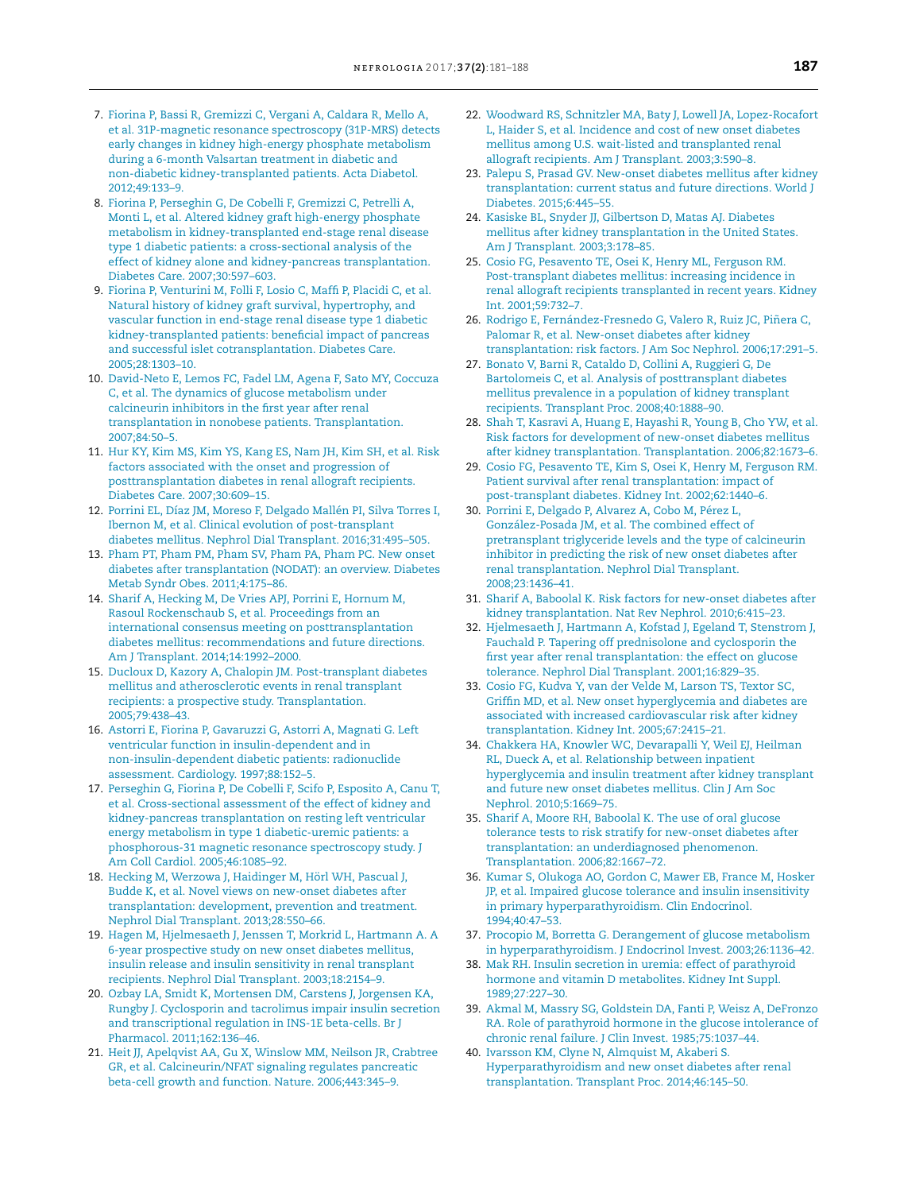7. Fiorina P, Bassi R, Gremizzi C, Vergani A, Caldara R, Mello A, et al. 31P-magnetic resonance spectroscopy (31P-MRS) detects early changes in kidney high-energy phosphate metabolism during a 6-month Valsartan treatment in diabetic and non-diabetic kidney-transplanted patients. Acta Diabetol. 2012;49:133–9.
8. Fiorina P, Perseghin G, De Cobelli F, Gremizzi C, Petrelli A, Monti L, et al. Altered kidney graft high-energy phosphate metabolism in kidney-transplanted end-stage renal disease type 1 diabetic patients: a cross-sectional analysis of the effect of kidney alone and kidney-pancreas transplantation. Diabetes Care. 2007;30:597–603.
9. Fiorina P, Venturini M, Folli F, Losio C, Maffi P, Placidi C, et al. Natural history of kidney graft survival, hypertrophy, and vascular function in end-stage renal disease type 1 diabetic kidney-transplanted patients: beneficial impact of pancreas and successful islet cotransplantation. Diabetes Care. 2005;28:1303–10.
10. David-Neto E, Lemos FC, Fadel LM, Agena F, Sato MY, Coccuza C, et al. The dynamics of glucose metabolism under calcineurin inhibitors in the first year after renal transplantation in nonobese patients. Transplantation. 2007;84:50–5.
11. Hur KY, Kim MS, Kim YS, Kang ES, Nam JH, Kim SH, et al. Risk factors associated with the onset and progression of posttransplantation diabetes in renal allograft recipients. Diabetes Care. 2007;30:609–15.
12. Porrini EL, Díaz JM, Moreso F, Delgado Mallén PI, Silva Torres I, Ibernon M, et al. Clinical evolution of post-transplant diabetes mellitus. Nephrol Dial Transplant. 2016;31:495–505.
13. Pham PT, Pham PM, Pham SV, Pham PA, Pham PC. New onset diabetes after transplantation (NODAT): an overview. Diabetes Metab Syndr Obes. 2011;4:175–86.
14. Sharif A, Hecking M, De Vries APJ, Porrini E, Hornum M, Rasoul Rockenschaub S, et al. Proceedings from an international consensus meeting on posttransplantation diabetes mellitus: recommendations and future directions. Am J Transplant. 2014;14:1992–2000.
15. Ducloux D, Kazory A, Chalopin JM. Post-transplant diabetes mellitus and atherosclerotic events in renal transplant recipients: a prospective study. Transplantation. 2005;79:438–43.
16. Astorri E, Fiorina P, Gavaruzzi G, Astorri A, Magnati G. Left ventricular function in insulin-dependent and in non-insulin-dependent diabetic patients: radionuclide assessment. Cardiology. 1997;88:152–5.
17. Perseghin G, Fiorina P, De Cobelli F, Scifo P, Esposito A, Canu T, et al. Cross-sectional assessment of the effect of kidney and kidney-pancreas transplantation on resting left ventricular energy metabolism in type 1 diabetic-uremic patients: a phosphorous-31 magnetic resonance spectroscopy study. J Am Coll Cardiol. 2005;46:1085–92.
18. Hecking M, Werzowa J, Haidinger M, Hörl WH, Pascual J, Budde K, et al. Novel views on new-onset diabetes after transplantation: development, prevention and treatment. Nephrol Dial Transplant. 2013;28:550–66.
19. Hagen M, Hjelmesaeth J, Jenssen T, Morkrid L, Hartmann A. A 6-year prospective study on new onset diabetes mellitus, insulin release and insulin sensitivity in renal transplant recipients. Nephrol Dial Transplant. 2003;18:2154–9.
20. Ozbay LA, Smidt K, Mortensen DM, Carstens J, Jorgensen KA, Rungby J. Cyclosporin and tacrolimus impair insulin secretion and transcriptional regulation in INS-1E beta-cells. Br J Pharmacol. 2011;162:136–46.
21. Heit JJ, Apelqvist AA, Gu X, Winslow MM, Neilson JR, Crabtree GR, et al. Calcineurin/NFAT signaling regulates pancreatic beta-cell growth and function. Nature. 2006;443:345–9.
22. Woodward RS, Schnitzler MA, Baty J, Lowell JA, Lopez-Rocafort L, Haider S, et al. Incidence and cost of new onset diabetes mellitus among U.S. wait-listed and transplanted renal allograft recipients. Am J Transplant. 2003;3:590–8.
23. Palepu S, Prasad GV. New-onset diabetes mellitus after kidney transplantation: current status and future directions. World J Diabetes. 2015;6:445–55.
24. Kasiske BL, Snyder JJ, Gilbertson D, Matas AJ. Diabetes mellitus after kidney transplantation in the United States. Am J Transplant. 2003;3:178–85.
25. Cosio FG, Pesavento TE, Osei K, Henry ML, Ferguson RM. Post-transplant diabetes mellitus: increasing incidence in renal allograft recipients transplanted in recent years. Kidney Int. 2001;59:732–7.
26. Rodrigo E, Fernández-Fresnedo G, Valero R, Ruiz JC, Piñera C, Palomar R, et al. New-onset diabetes after kidney transplantation: risk factors. J Am Soc Nephrol. 2006;17:291–5.
27. Bonato V, Barni R, Cataldo D, Collini A, Ruggieri G, De Bartolomeis C, et al. Analysis of posttransplant diabetes mellitus prevalence in a population of kidney transplant recipients. Transplant Proc. 2008;40:1888–90.
28. Shah T, Kasravi A, Huang E, Hayashi R, Young B, Cho YW, et al. Risk factors for development of new-onset diabetes mellitus after kidney transplantation. Transplantation. 2006;82:1673–6.
29. Cosio FG, Pesavento TE, Kim S, Osei K, Henry M, Ferguson RM. Patient survival after renal transplantation: impact of post-transplant diabetes. Kidney Int. 2002;62:1440–6.
30. Porrini E, Delgado P, Alvarez A, Cobo M, Pérez L, González-Posada JM, et al. The combined effect of pretransplant triglyceride levels and the type of calcineurin inhibitor in predicting the risk of new onset diabetes after renal transplantation. Nephrol Dial Transplant. 2008;23:1436–41.
31. Sharif A, Baboolal K. Risk factors for new-onset diabetes after kidney transplantation. Nat Rev Nephrol. 2010;6:415–23.
32. Hjelmesaeth J, Hartmann A, Kofstad J, Egeland T, Stenstrom J, Fauchald P. Tapering off prednisolone and cyclosporin the first year after renal transplantation: the effect on glucose tolerance. Nephrol Dial Transplant. 2001;16:829–35.
33. Cosio FG, Kudva Y, van der Velde M, Larson TS, Textor SC, Griffin MD, et al. New onset hyperglycemia and diabetes are associated with increased cardiovascular risk after kidney transplantation. Kidney Int. 2005;67:2415–21.
34. Chakkera HA, Knowler WC, Devarapalli Y, Weil EJ, Heilman RL, Dueck A, et al. Relationship between inpatient hyperglycemia and insulin treatment after kidney transplant and future new onset diabetes mellitus. Clin J Am Soc Nephrol. 2010;5:1669–75.
35. Sharif A, Moore RH, Baboolal K. The use of oral glucose tolerance tests to risk stratify for new-onset diabetes after transplantation: an underdiagnosed phenomenon. Transplantation. 2006;82:1667–72.
36. Kumar S, Olukoga AO, Gordon C, Mawer EB, France M, Hosker JP, et al. Impaired glucose tolerance and insulin insensitivity in primary hyperparathyroidism. Clin Endocrinol. 1994;40:47–53.
37. Procopio M, Borretta G. Derangement of glucose metabolism in hyperparathyroidism. J Endocrinol Invest. 2003;26:1136–42.
38. Mak RH. Insulin secretion in uremia: effect of parathyroid hormone and vitamin D metabolites. Kidney Int Suppl. 1989;27:227–30.
39. Akmal M, Massry SG, Goldstein DA, Fanti P, Weisz A, DeFronzo RA. Role of parathyroid hormone in the glucose intolerance of chronic renal failure. J Clin Invest. 1985;75:1037–44.
40. Ivarsson KM, Clyne N, Almquist M, Akaberi S. Hyperparathyroidism and new onset diabetes after renal transplantation. Transplant Proc. 2014;46:145–50.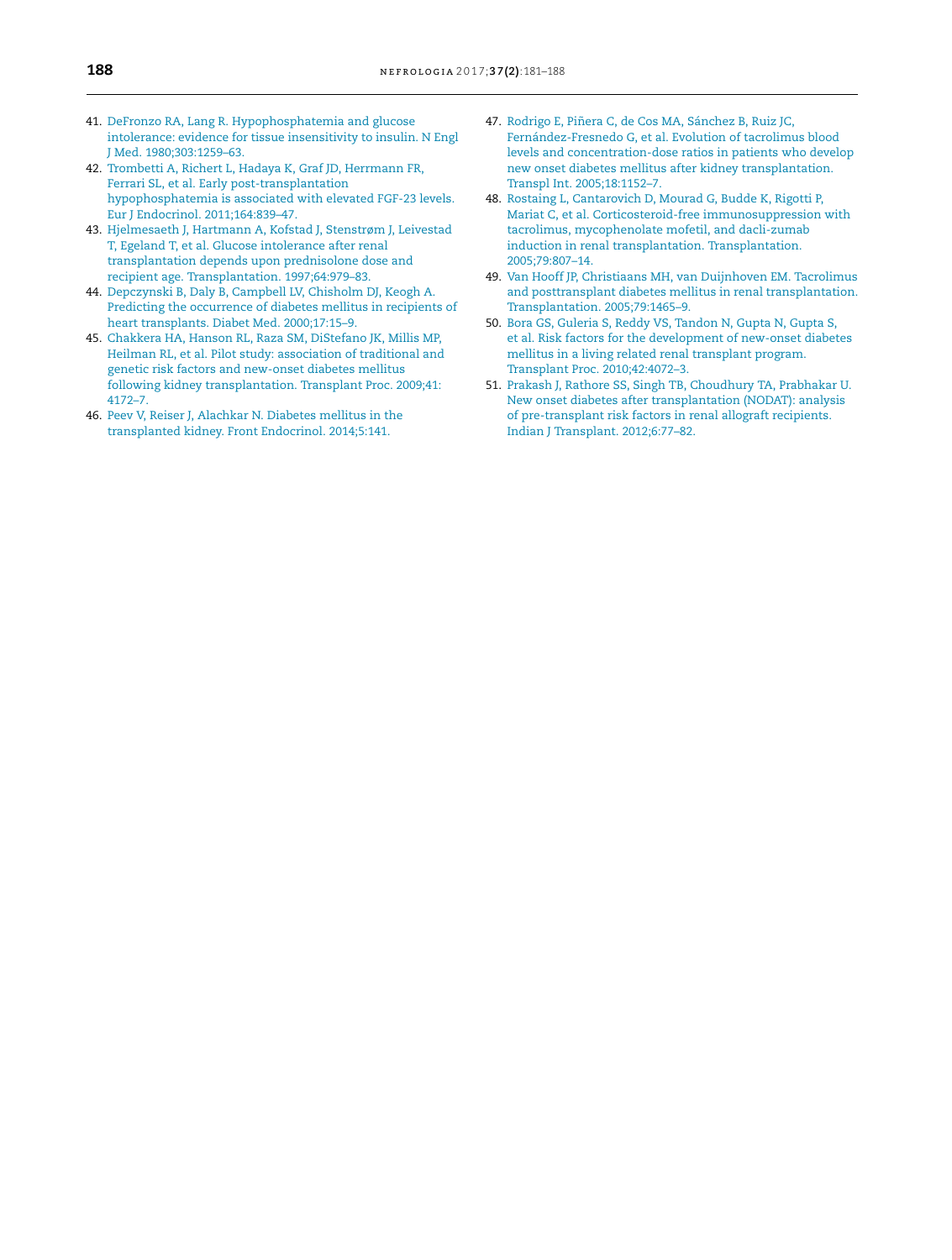41. DeFronzo RA, Lang R. Hypophosphatemia and glucose intolerance: evidence for tissue insensitivity to insulin. N Engl J Med. 1980;303:1259–63.
42. Trombetti A, Richert L, Hadaya K, Graf JD, Herrmann FR, Ferrari SL, et al. Early post-transplantation hypophosphatemia is associated with elevated FGF-23 levels. Eur J Endocrinol. 2011;164:839–47.
43. Hjelmesaeth J, Hartmann A, Kofstad J, Stenstrøm J, Leivestad T, Egeland T, et al. Glucose intolerance after renal transplantation depends upon prednisolone dose and recipient age. Transplantation. 1997;64:979–83.
44. Depczynski B, Daly B, Campbell LV, Chisholm DJ, Keogh A. Predicting the occurrence of diabetes mellitus in recipients of heart transplants. Diabet Med. 2000;17:15–9.
45. Chakkera HA, Hanson RL, Raza SM, DiStefano JK, Millis MP, Heilman RL, et al. Pilot study: association of traditional and genetic risk factors and new-onset diabetes mellitus following kidney transplantation. Transplant Proc. 2009;41:4172–7.
46. Peev V, Reiser J, Alachkar N. Diabetes mellitus in the transplanted kidney. Front Endocrinol. 2014;5:141.
47. Rodrigo E, Piñera C, de Cos MA, Sánchez B, Ruiz JC, Fernández-Fresnedo G, et al. Evolution of tacrolimus blood levels and concentration-dose ratios in patients who develop new onset diabetes mellitus after kidney transplantation. Transpl Int. 2005;18:1152–7.
48. Rostaing L, Cantarovich D, Mourad G, Budde K, Rigotti P, Mariat C, et al. Corticosteroid-free immunosuppression with tacrolimus, mycophenolate mofetil, and dacli-zumab induction in renal transplantation. Transplantation. 2005;79:807–14.
49. Van Hooff JP, Christiaans MH, van Duijnhoven EM. Tacrolimus and posttransplant diabetes mellitus in renal transplantation. Transplantation. 2005;79:1465–9.
50. Bora GS, Guleria S, Reddy VS, Tandon N, Gupta N, Gupta S, et al. Risk factors for the development of new-onset diabetes mellitus in a living related renal transplant program. Transplant Proc. 2010;42:4072–3.
51. Prakash J, Rathore SS, Singh TB, Choudhury TA, Prabhakar U. New onset diabetes after transplantation (NODAT): analysis of pre-transplant risk factors in renal allograft recipients. Indian J Transplant. 2012;6:77–82.